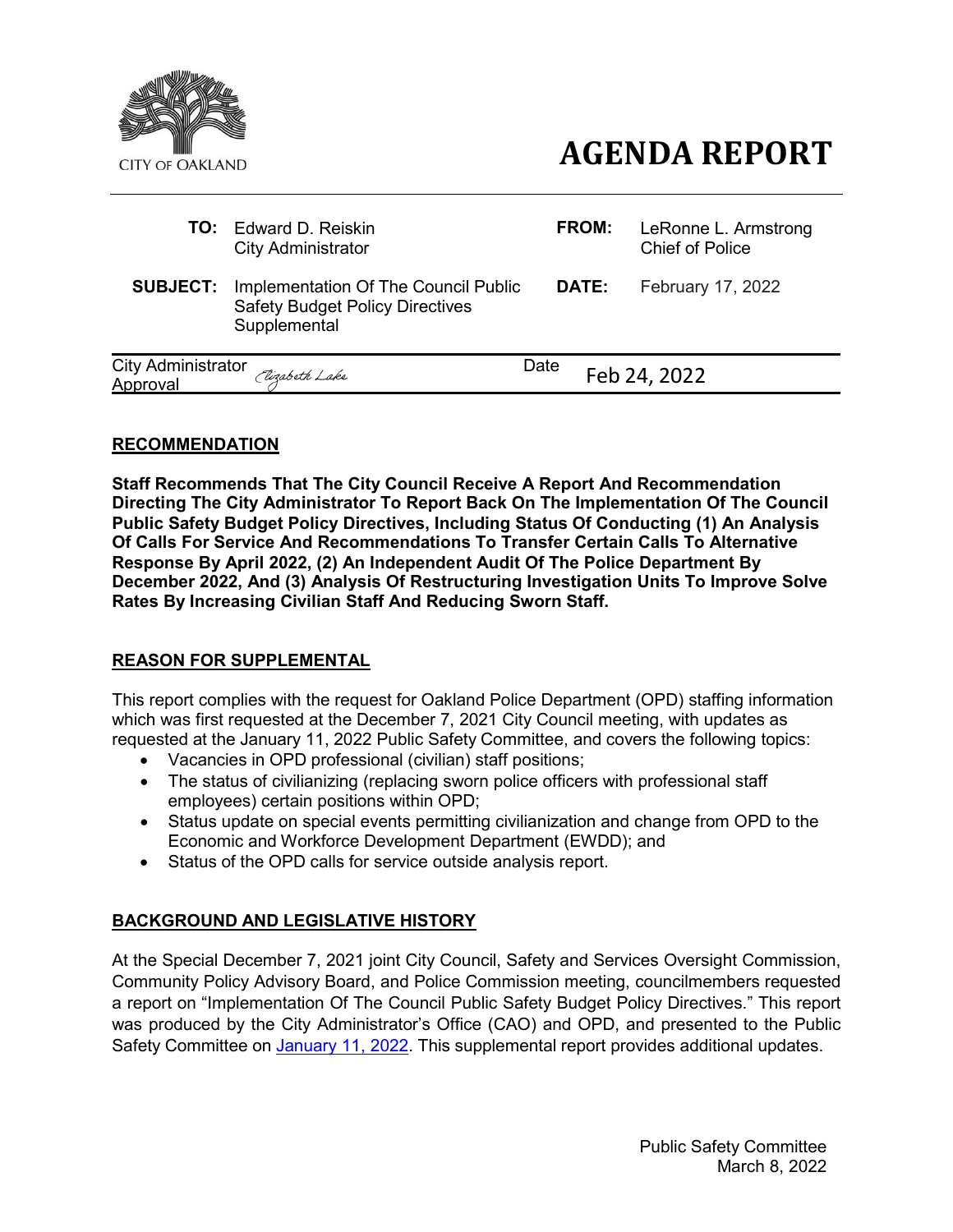CITY OF OAKLAND

# AGENDA REPORT

| | | | |
|---|---|---|---|
| **TO:** | Edward D. Reiskin<br>City Administrator | **FROM:** | LeRonne L. Armstrong<br>Chief of Police |
| **SUBJECT:** | Implementation Of The Council Public Safety Budget Policy Directives Supplemental | **DATE:** | February 17, 2022 |

| | | | |
|---|---|---|---|
| City Administrator Approval | Elizabeth Lake | Date | Feb 24, 2022 |

## RECOMMENDATION

**Staff Recommends That The City Council Receive A Report And Recommendation Directing The City Administrator To Report Back On The Implementation Of The Council Public Safety Budget Policy Directives, Including Status Of Conducting (1) An Analysis Of Calls For Service And Recommendations To Transfer Certain Calls To Alternative Response By April 2022, (2) An Independent Audit Of The Police Department By December 2022, And (3) Analysis Of Restructuring Investigation Units To Improve Solve Rates By Increasing Civilian Staff And Reducing Sworn Staff.**

## REASON FOR SUPPLEMENTAL

This report complies with the request for Oakland Police Department (OPD) staffing information which was first requested at the December 7, 2021 City Council meeting, with updates as requested at the January 11, 2022 Public Safety Committee, and covers the following topics:

- Vacancies in OPD professional (civilian) staff positions;
- The status of civilianizing (replacing sworn police officers with professional staff employees) certain positions within OPD;
- Status update on special events permitting civilianization and change from OPD to the Economic and Workforce Development Department (EWDD); and
- Status of the OPD calls for service outside analysis report.

## BACKGROUND AND LEGISLATIVE HISTORY

At the Special December 7, 2021 joint City Council, Safety and Services Oversight Commission, Community Policy Advisory Board, and Police Commission meeting, councilmembers requested a report on "Implementation Of The Council Public Safety Budget Policy Directives." This report was produced by the City Administrator's Office (CAO) and OPD, and presented to the Public Safety Committee on January 11, 2022. This supplemental report provides additional updates.

Public Safety Committee
March 8, 2022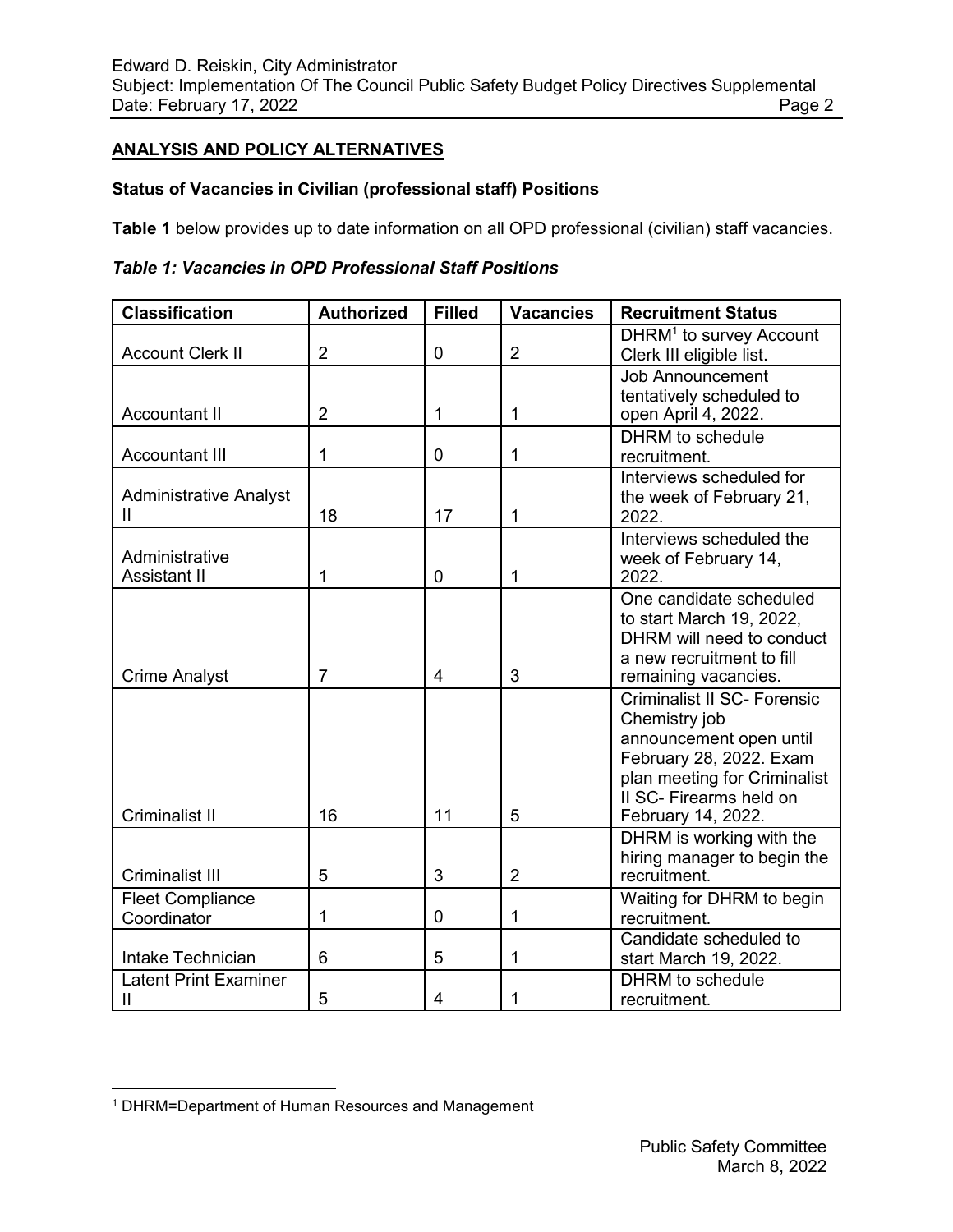## ANALYSIS AND POLICY ALTERNATIVES

### Status of Vacancies in Civilian (professional staff) Positions

**Table 1** below provides up to date information on all OPD professional (civilian) staff vacancies.

***Table 1: Vacancies in OPD Professional Staff Positions***

| Classification | Authorized | Filled | Vacancies | Recruitment Status |
|---|---|---|---|---|
| Account Clerk II | 2 | 0 | 2 | DHRM[1] to survey Account Clerk III eligible list. |
| Accountant II | 2 | 1 | 1 | Job Announcement tentatively scheduled to open April 4, 2022. |
| Accountant III | 1 | 0 | 1 | DHRM to schedule recruitment. |
| Administrative Analyst II | 18 | 17 | 1 | Interviews scheduled for the week of February 21, 2022. |
| Administrative Assistant II | 1 | 0 | 1 | Interviews scheduled the week of February 14, 2022. |
| Crime Analyst | 7 | 4 | 3 | One candidate scheduled to start March 19, 2022, DHRM will need to conduct a new recruitment to fill remaining vacancies. |
| Criminalist II | 16 | 11 | 5 | Criminalist II SC- Forensic Chemistry job announcement open until February 28, 2022. Exam plan meeting for Criminalist II SC- Firearms held on February 14, 2022. |
| Criminalist III | 5 | 3 | 2 | DHRM is working with the hiring manager to begin the recruitment. |
| Fleet Compliance Coordinator | 1 | 0 | 1 | Waiting for DHRM to begin recruitment. |
| Intake Technician | 6 | 5 | 1 | Candidate scheduled to start March 19, 2022. |
| Latent Print Examiner II | 5 | 4 | 1 | DHRM to schedule recruitment. |

[1] DHRM=Department of Human Resources and Management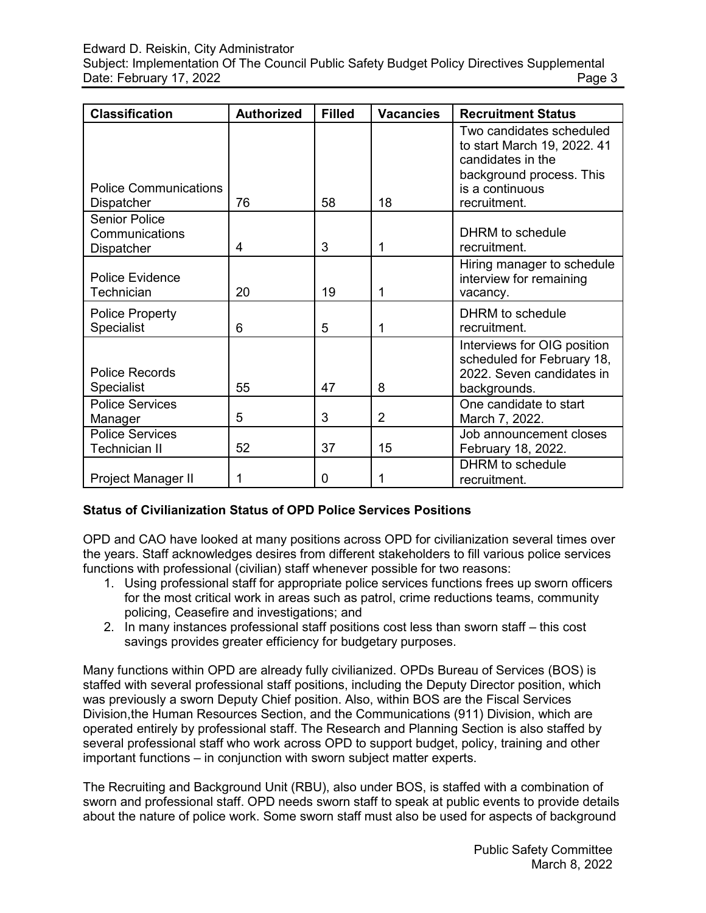| Classification | Authorized | Filled | Vacancies | Recruitment Status |
|---|---|---|---|---|
| Police Communications Dispatcher | 76 | 58 | 18 | Two candidates scheduled to start March 19, 2022. 41 candidates in the background process. This is a continuous recruitment. |
| Senior Police Communications Dispatcher | 4 | 3 | 1 | DHRM to schedule recruitment. |
| Police Evidence Technician | 20 | 19 | 1 | Hiring manager to schedule interview for remaining vacancy. |
| Police Property Specialist | 6 | 5 | 1 | DHRM to schedule recruitment. |
| Police Records Specialist | 55 | 47 | 8 | Interviews for OIG position scheduled for February 18, 2022. Seven candidates in backgrounds. |
| Police Services Manager | 5 | 3 | 2 | One candidate to start March 7, 2022. |
| Police Services Technician II | 52 | 37 | 15 | Job announcement closes February 18, 2022. |
| Project Manager II | 1 | 0 | 1 | DHRM to schedule recruitment. |

**Status of Civilianization Status of OPD Police Services Positions**

OPD and CAO have looked at many positions across OPD for civilianization several times over the years. Staff acknowledges desires from different stakeholders to fill various police services functions with professional (civilian) staff whenever possible for two reasons:

1. Using professional staff for appropriate police services functions frees up sworn officers for the most critical work in areas such as patrol, crime reductions teams, community policing, Ceasefire and investigations; and
2. In many instances professional staff positions cost less than sworn staff – this cost savings provides greater efficiency for budgetary purposes.

Many functions within OPD are already fully civilianized. OPDs Bureau of Services (BOS) is staffed with several professional staff positions, including the Deputy Director position, which was previously a sworn Deputy Chief position. Also, within BOS are the Fiscal Services Division,the Human Resources Section, and the Communications (911) Division, which are operated entirely by professional staff. The Research and Planning Section is also staffed by several professional staff who work across OPD to support budget, policy, training and other important functions – in conjunction with sworn subject matter experts.

The Recruiting and Background Unit (RBU), also under BOS, is staffed with a combination of sworn and professional staff. OPD needs sworn staff to speak at public events to provide details about the nature of police work. Some sworn staff must also be used for aspects of background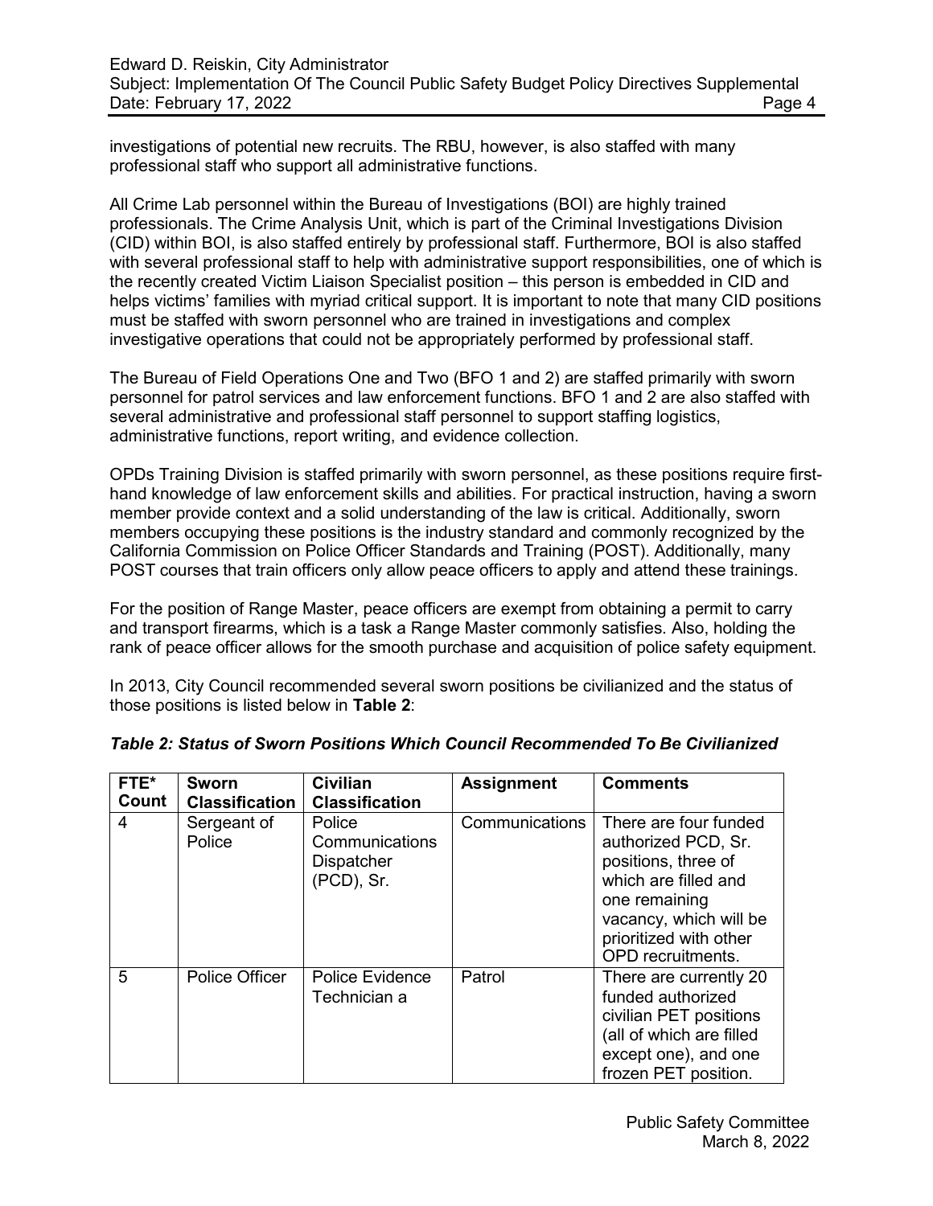investigations of potential new recruits. The RBU, however, is also staffed with many professional staff who support all administrative functions.

All Crime Lab personnel within the Bureau of Investigations (BOI) are highly trained professionals. The Crime Analysis Unit, which is part of the Criminal Investigations Division (CID) within BOI, is also staffed entirely by professional staff. Furthermore, BOI is also staffed with several professional staff to help with administrative support responsibilities, one of which is the recently created Victim Liaison Specialist position – this person is embedded in CID and helps victims' families with myriad critical support. It is important to note that many CID positions must be staffed with sworn personnel who are trained in investigations and complex investigative operations that could not be appropriately performed by professional staff.

The Bureau of Field Operations One and Two (BFO 1 and 2) are staffed primarily with sworn personnel for patrol services and law enforcement functions. BFO 1 and 2 are also staffed with several administrative and professional staff personnel to support staffing logistics, administrative functions, report writing, and evidence collection.

OPDs Training Division is staffed primarily with sworn personnel, as these positions require first-hand knowledge of law enforcement skills and abilities. For practical instruction, having a sworn member provide context and a solid understanding of the law is critical. Additionally, sworn members occupying these positions is the industry standard and commonly recognized by the California Commission on Police Officer Standards and Training (POST). Additionally, many POST courses that train officers only allow peace officers to apply and attend these trainings.

For the position of Range Master, peace officers are exempt from obtaining a permit to carry and transport firearms, which is a task a Range Master commonly satisfies. Also, holding the rank of peace officer allows for the smooth purchase and acquisition of police safety equipment.

In 2013, City Council recommended several sworn positions be civilianized and the status of those positions is listed below in **Table 2**:

***Table 2: Status of Sworn Positions Which Council Recommended To Be Civilianized***

| FTE* Count | Sworn Classification | Civilian Classification | Assignment | Comments |
|---|---|---|---|---|
| 4 | Sergeant of Police | Police Communications Dispatcher (PCD), Sr. | Communications | There are four funded authorized PCD, Sr. positions, three of which are filled and one remaining vacancy, which will be prioritized with other OPD recruitments. |
| 5 | Police Officer | Police Evidence Technician a | Patrol | There are currently 20 funded authorized civilian PET positions (all of which are filled except one), and one frozen PET position. |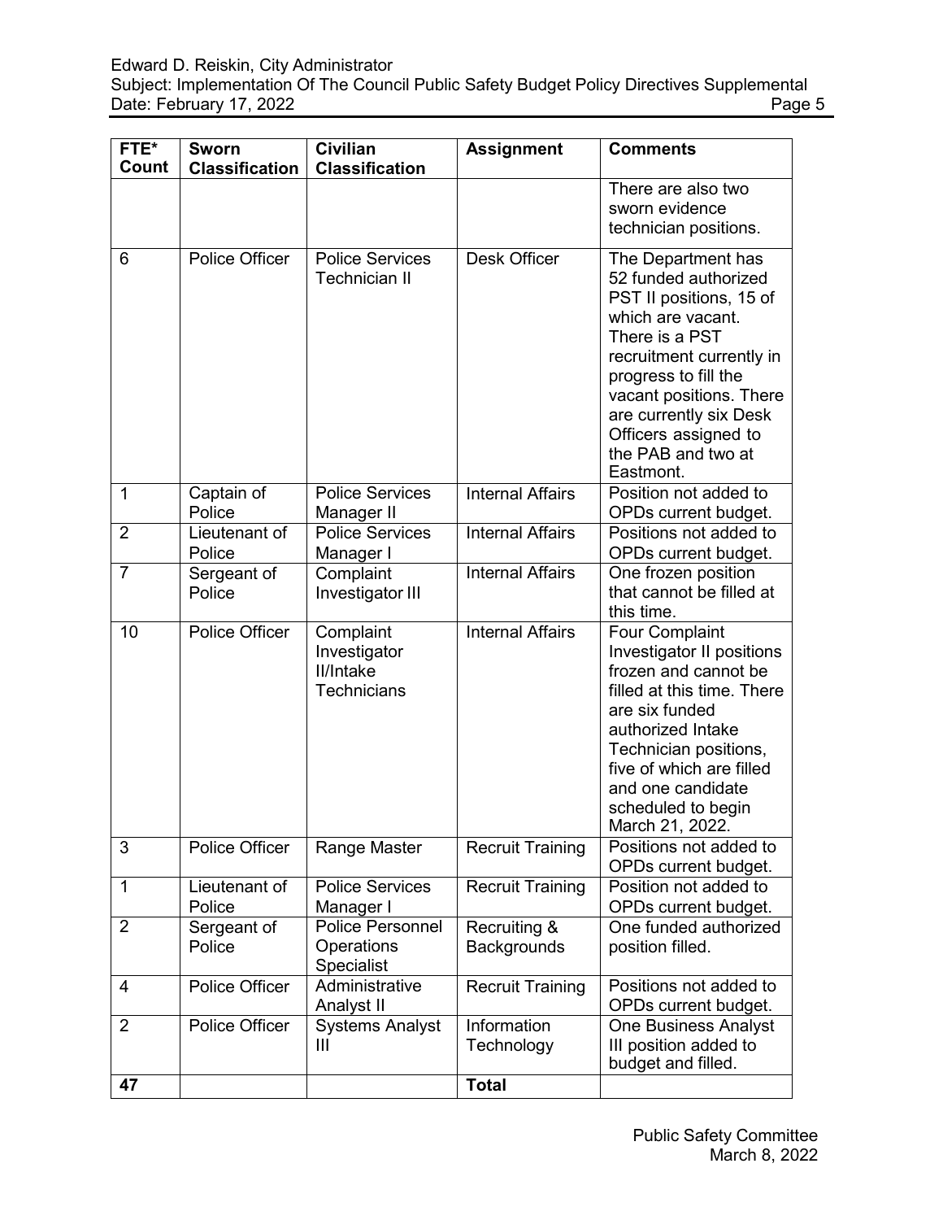| FTE* Count | Sworn Classification | Civilian Classification | Assignment | Comments |
|---|---|---|---|---|
| | | | | There are also two sworn evidence technician positions. |
| 6 | Police Officer | Police Services Technician II | Desk Officer | The Department has 52 funded authorized PST II positions, 15 of which are vacant. There is a PST recruitment currently in progress to fill the vacant positions. There are currently six Desk Officers assigned to the PAB and two at Eastmont. |
| 1 | Captain of Police | Police Services Manager II | Internal Affairs | Position not added to OPDs current budget. |
| 2 | Lieutenant of Police | Police Services Manager I | Internal Affairs | Positions not added to OPDs current budget. |
| 7 | Sergeant of Police | Complaint Investigator III | Internal Affairs | One frozen position that cannot be filled at this time. |
| 10 | Police Officer | Complaint Investigator II/Intake Technicians | Internal Affairs | Four Complaint Investigator II positions frozen and cannot be filled at this time. There are six funded authorized Intake Technician positions, five of which are filled and one candidate scheduled to begin March 21, 2022. |
| 3 | Police Officer | Range Master | Recruit Training | Positions not added to OPDs current budget. |
| 1 | Lieutenant of Police | Police Services Manager I | Recruit Training | Position not added to OPDs current budget. |
| 2 | Sergeant of Police | Police Personnel Operations Specialist | Recruiting & Backgrounds | One funded authorized position filled. |
| 4 | Police Officer | Administrative Analyst II | Recruit Training | Positions not added to OPDs current budget. |
| 2 | Police Officer | Systems Analyst III | Information Technology | One Business Analyst III position added to budget and filled. |
| **47** | | | **Total** | |

Public Safety Committee
March 8, 2022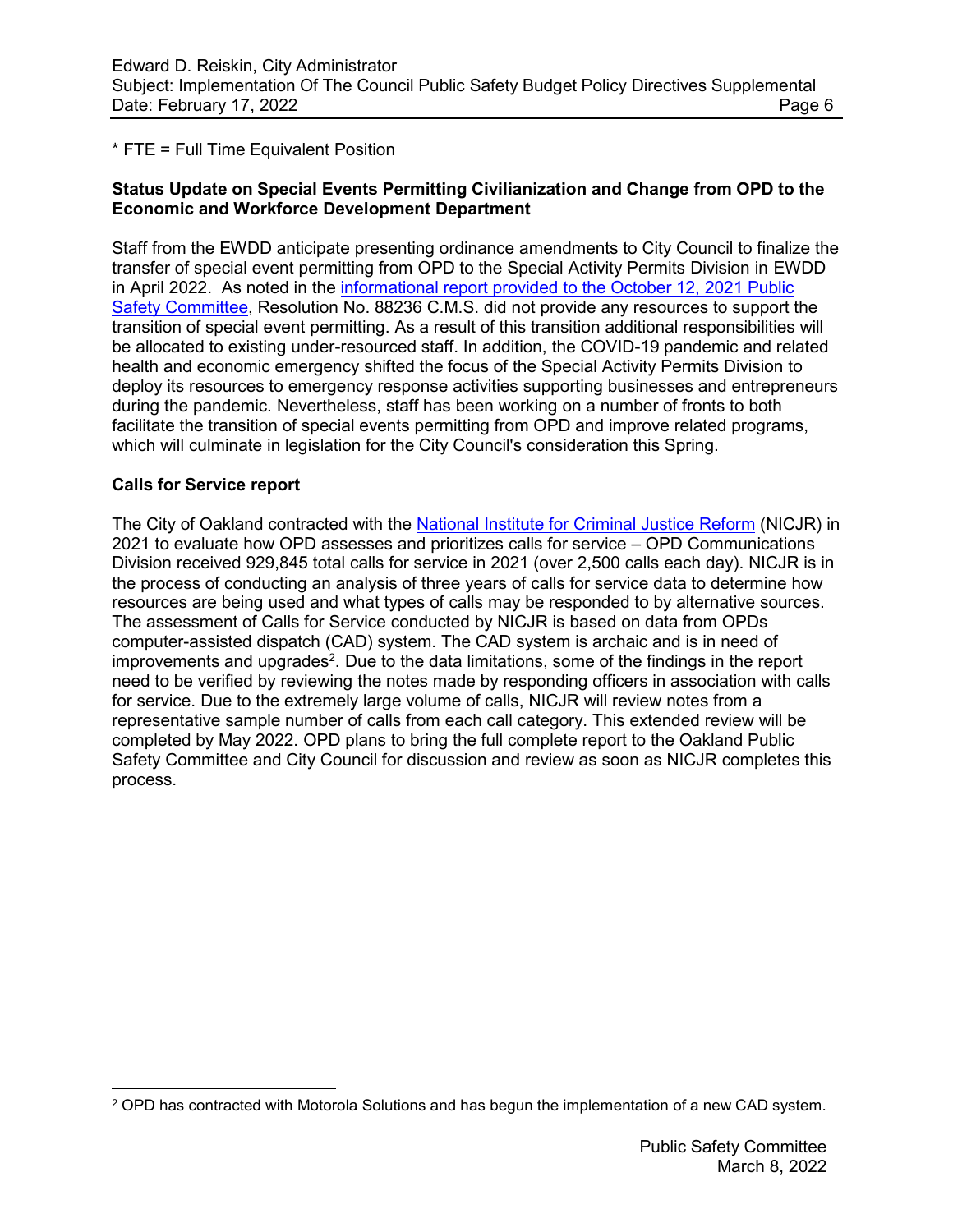* FTE = Full Time Equivalent Position

**Status Update on Special Events Permitting Civilianization and Change from OPD to the Economic and Workforce Development Department**

Staff from the EWDD anticipate presenting ordinance amendments to City Council to finalize the transfer of special event permitting from OPD to the Special Activity Permits Division in EWDD in April 2022. As noted in the informational report provided to the October 12, 2021 Public Safety Committee, Resolution No. 88236 C.M.S. did not provide any resources to support the transition of special event permitting. As a result of this transition additional responsibilities will be allocated to existing under-resourced staff. In addition, the COVID-19 pandemic and related health and economic emergency shifted the focus of the Special Activity Permits Division to deploy its resources to emergency response activities supporting businesses and entrepreneurs during the pandemic. Nevertheless, staff has been working on a number of fronts to both facilitate the transition of special events permitting from OPD and improve related programs, which will culminate in legislation for the City Council's consideration this Spring.

**Calls for Service report**

The City of Oakland contracted with the National Institute for Criminal Justice Reform (NICJR) in 2021 to evaluate how OPD assesses and prioritizes calls for service – OPD Communications Division received 929,845 total calls for service in 2021 (over 2,500 calls each day). NICJR is in the process of conducting an analysis of three years of calls for service data to determine how resources are being used and what types of calls may be responded to by alternative sources. The assessment of Calls for Service conducted by NICJR is based on data from OPDs computer-assisted dispatch (CAD) system. The CAD system is archaic and is in need of improvements and upgrades[2]. Due to the data limitations, some of the findings in the report need to be verified by reviewing the notes made by responding officers in association with calls for service. Due to the extremely large volume of calls, NICJR will review notes from a representative sample number of calls from each call category. This extended review will be completed by May 2022. OPD plans to bring the full complete report to the Oakland Public Safety Committee and City Council for discussion and review as soon as NICJR completes this process.

[2] OPD has contracted with Motorola Solutions and has begun the implementation of a new CAD system.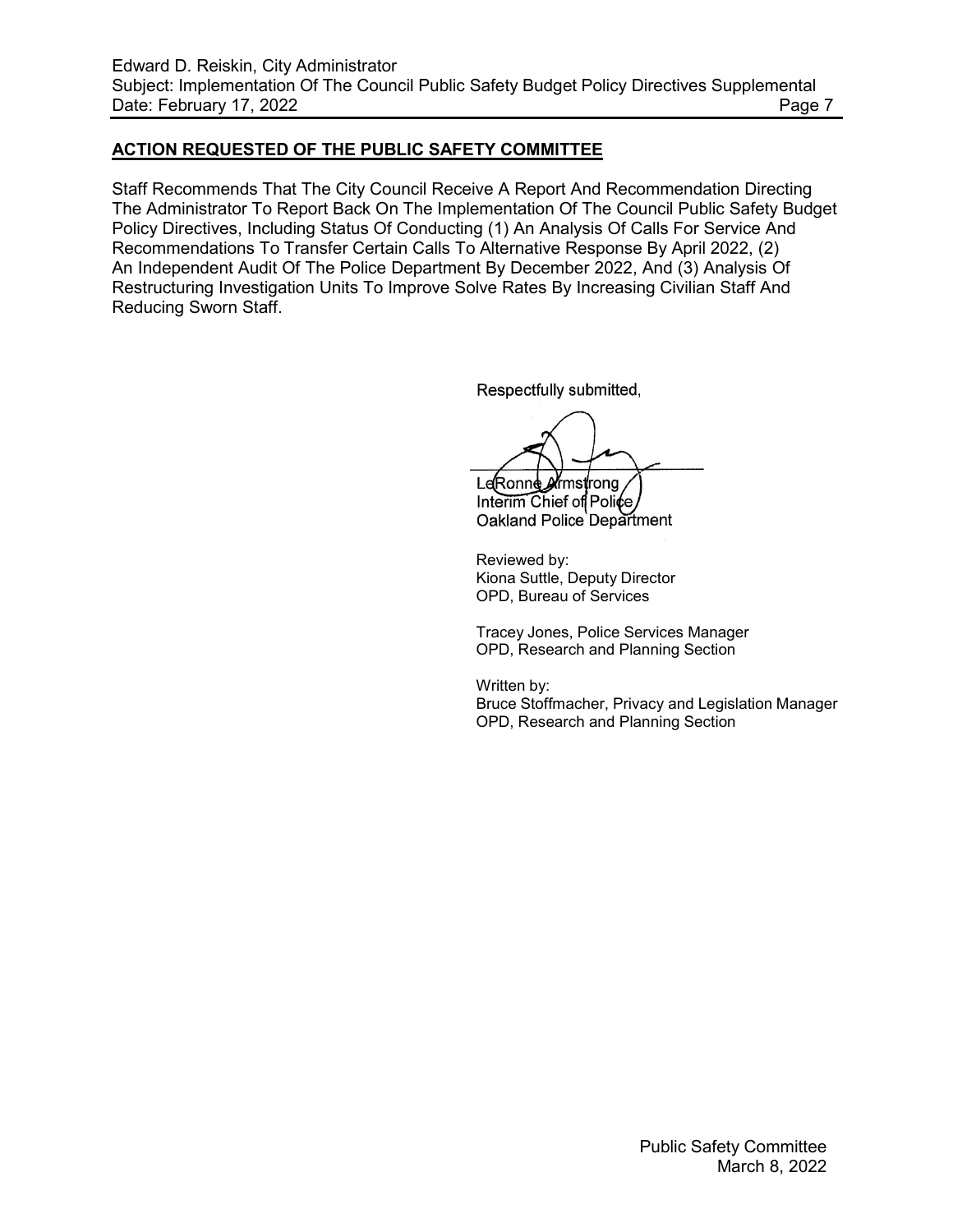## ACTION REQUESTED OF THE PUBLIC SAFETY COMMITTEE

Staff Recommends That The City Council Receive A Report And Recommendation Directing The Administrator To Report Back On The Implementation Of The Council Public Safety Budget Policy Directives, Including Status Of Conducting (1) An Analysis Of Calls For Service And Recommendations To Transfer Certain Calls To Alternative Response By April 2022, (2) An Independent Audit Of The Police Department By December 2022, And (3) Analysis Of Restructuring Investigation Units To Improve Solve Rates By Increasing Civilian Staff And Reducing Sworn Staff.

Respectfully submitted,

LeRonne Armstrong
Interim Chief of Police
Oakland Police Department

Reviewed by:
Kiona Suttle, Deputy Director
OPD, Bureau of Services

Tracey Jones, Police Services Manager
OPD, Research and Planning Section

Written by:
Bruce Stoffmacher, Privacy and Legislation Manager
OPD, Research and Planning Section